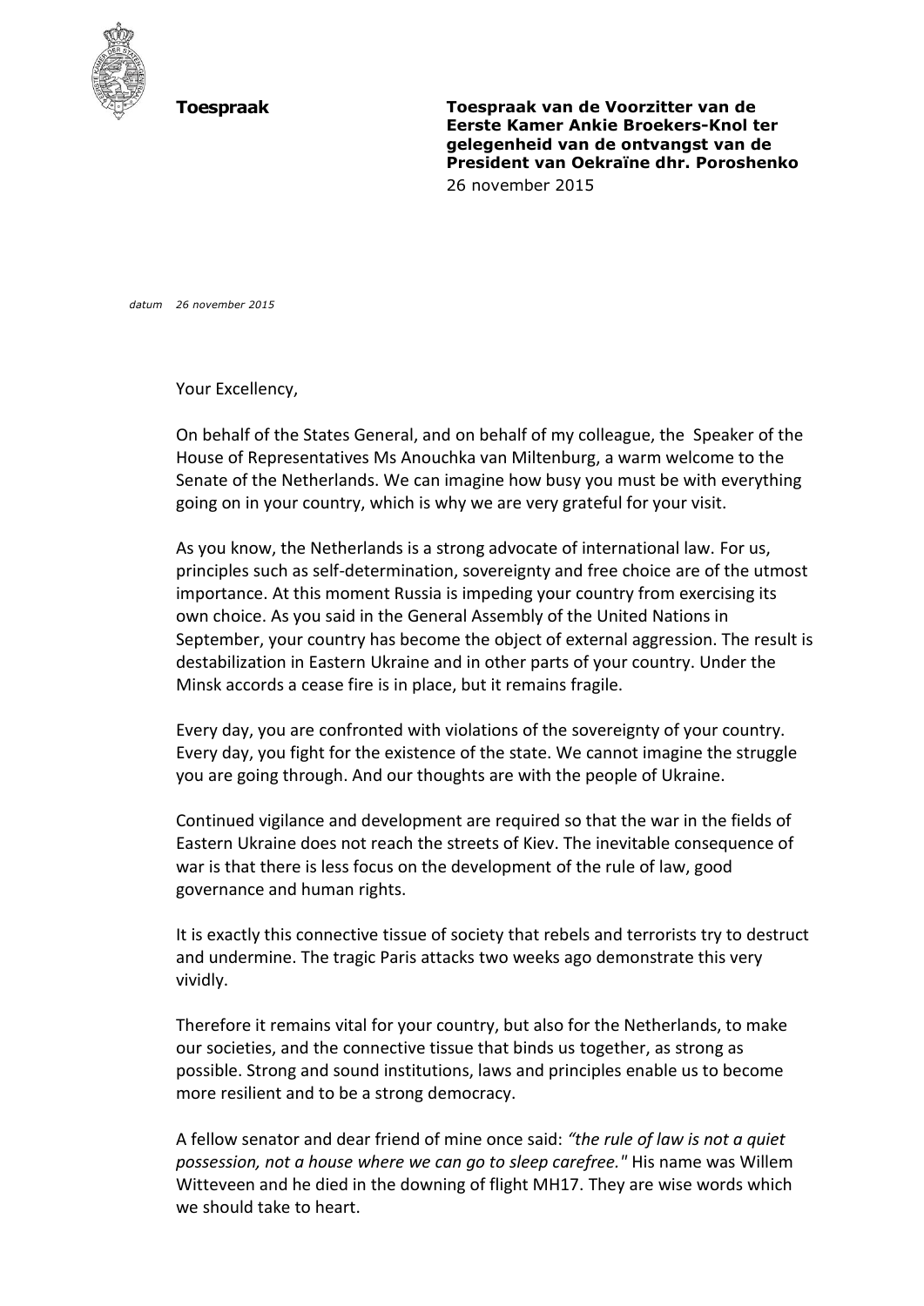**Toespraak**

**Toespraak van de Voorzitter van de Eerste Kamer Ankie Broekers-Knol ter gelegenheid van de ontvangst van de President van Oekraïne dhr. Poroshenko**
26 november 2015

*datum 26 november 2015*

Your Excellency,

On behalf of the States General, and on behalf of my colleague, the Speaker of the House of Representatives Ms Anouchka van Miltenburg, a warm welcome to the Senate of the Netherlands. We can imagine how busy you must be with everything going on in your country, which is why we are very grateful for your visit.

As you know, the Netherlands is a strong advocate of international law. For us, principles such as self-determination, sovereignty and free choice are of the utmost importance. At this moment Russia is impeding your country from exercising its own choice. As you said in the General Assembly of the United Nations in September, your country has become the object of external aggression. The result is destabilization in Eastern Ukraine and in other parts of your country. Under the Minsk accords a cease fire is in place, but it remains fragile.

Every day, you are confronted with violations of the sovereignty of your country. Every day, you fight for the existence of the state. We cannot imagine the struggle you are going through. And our thoughts are with the people of Ukraine.

Continued vigilance and development are required so that the war in the fields of Eastern Ukraine does not reach the streets of Kiev. The inevitable consequence of war is that there is less focus on the development of the rule of law, good governance and human rights.

It is exactly this connective tissue of society that rebels and terrorists try to destruct and undermine. The tragic Paris attacks two weeks ago demonstrate this very vividly.

Therefore it remains vital for your country, but also for the Netherlands, to make our societies, and the connective tissue that binds us together, as strong as possible. Strong and sound institutions, laws and principles enable us to become more resilient and to be a strong democracy.

A fellow senator and dear friend of mine once said: *"the rule of law is not a quiet possession, not a house where we can go to sleep carefree."* His name was Willem Witteveen and he died in the downing of flight MH17. They are wise words which we should take to heart.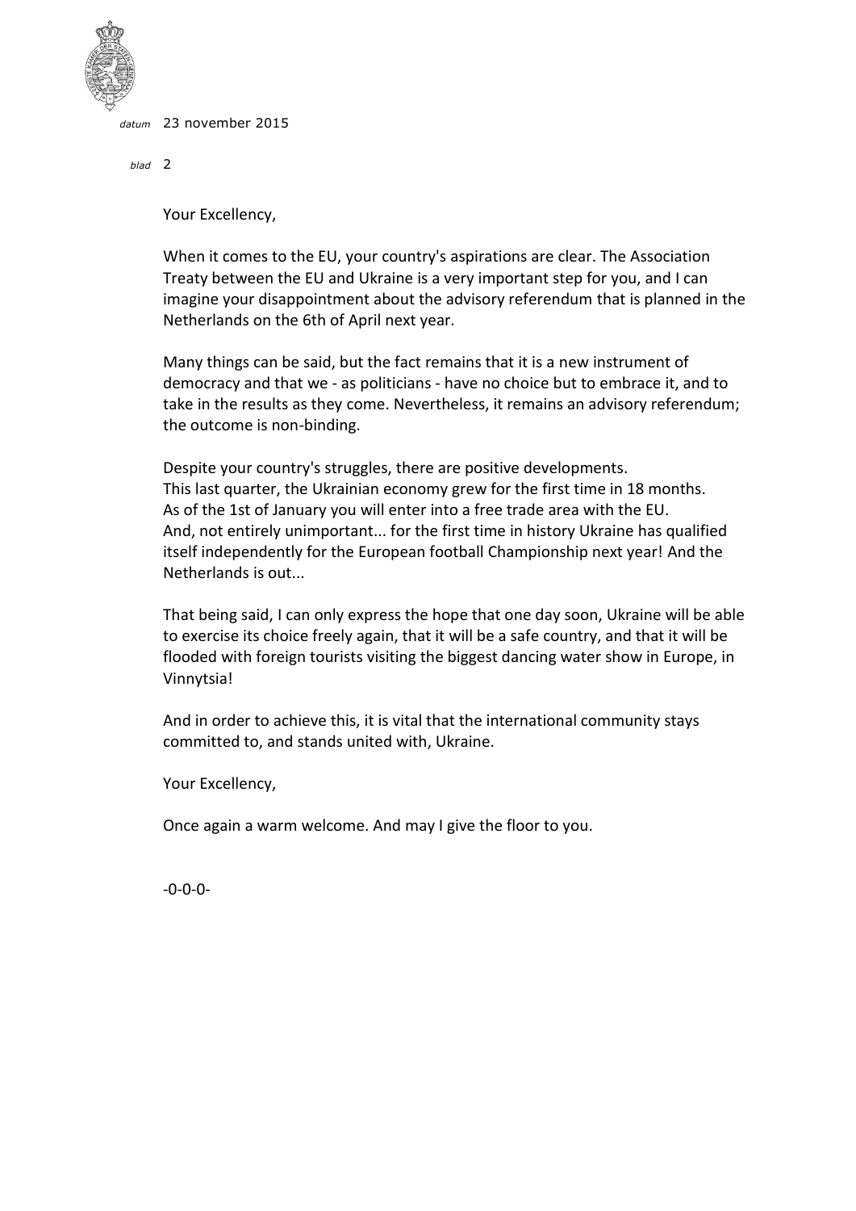Your Excellency,

When it comes to the EU, your country's aspirations are clear. The Association Treaty between the EU and Ukraine is a very important step for you, and I can imagine your disappointment about the advisory referendum that is planned in the Netherlands on the 6th of April next year.

Many things can be said, but the fact remains that it is a new instrument of democracy and that we - as politicians - have no choice but to embrace it, and to take in the results as they come. Nevertheless, it remains an advisory referendum; the outcome is non-binding.

Despite your country's struggles, there are positive developments.
This last quarter, the Ukrainian economy grew for the first time in 18 months.
As of the 1st of January you will enter into a free trade area with the EU.
And, not entirely unimportant... for the first time in history Ukraine has qualified itself independently for the European football Championship next year! And the Netherlands is out...

That being said, I can only express the hope that one day soon, Ukraine will be able to exercise its choice freely again, that it will be a safe country, and that it will be flooded with foreign tourists visiting the biggest dancing water show in Europe, in Vinnytsia!

And in order to achieve this, it is vital that the international community stays committed to, and stands united with, Ukraine.

Your Excellency,

Once again a warm welcome. And may I give the floor to you.

-0-0-0-